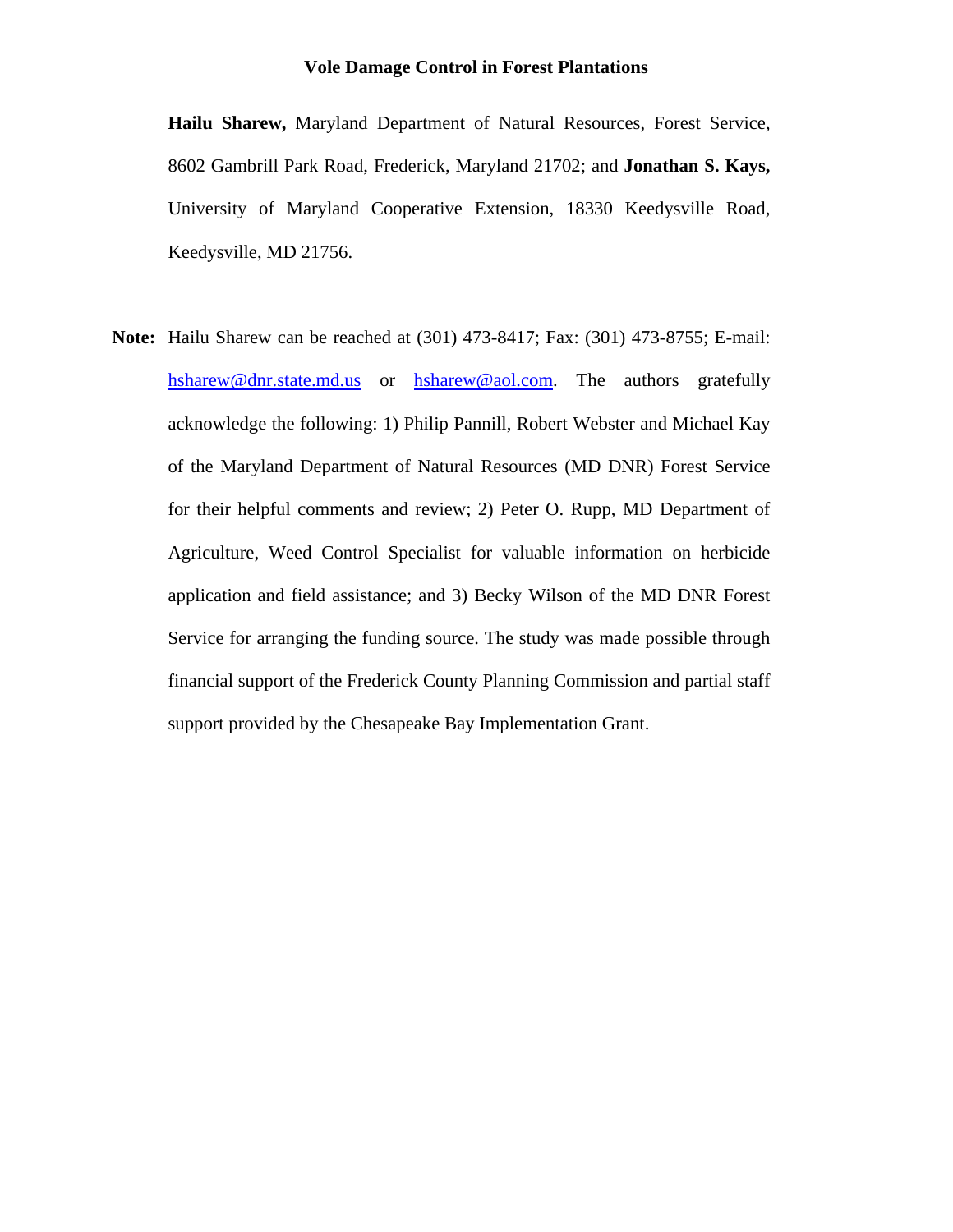# Vole Damage Control in Forest Plantations

**Hailu Sharew,** Maryland Department of Natural Resources, Forest Service, 8602 Gambrill Park Road, Frederick, Maryland 21702; and **Jonathan S. Kays,** University of Maryland Cooperative Extension, 18330 Keedysville Road, Keedysville, MD 21756.

**Note:** Hailu Sharew can be reached at (301) 473-8417; Fax: (301) 473-8755; E-mail: hsharew@dnr.state.md.us or hsharew@aol.com. The authors gratefully acknowledge the following: 1) Philip Pannill, Robert Webster and Michael Kay of the Maryland Department of Natural Resources (MD DNR) Forest Service for their helpful comments and review; 2) Peter O. Rupp, MD Department of Agriculture, Weed Control Specialist for valuable information on herbicide application and field assistance; and 3) Becky Wilson of the MD DNR Forest Service for arranging the funding source. The study was made possible through financial support of the Frederick County Planning Commission and partial staff support provided by the Chesapeake Bay Implementation Grant.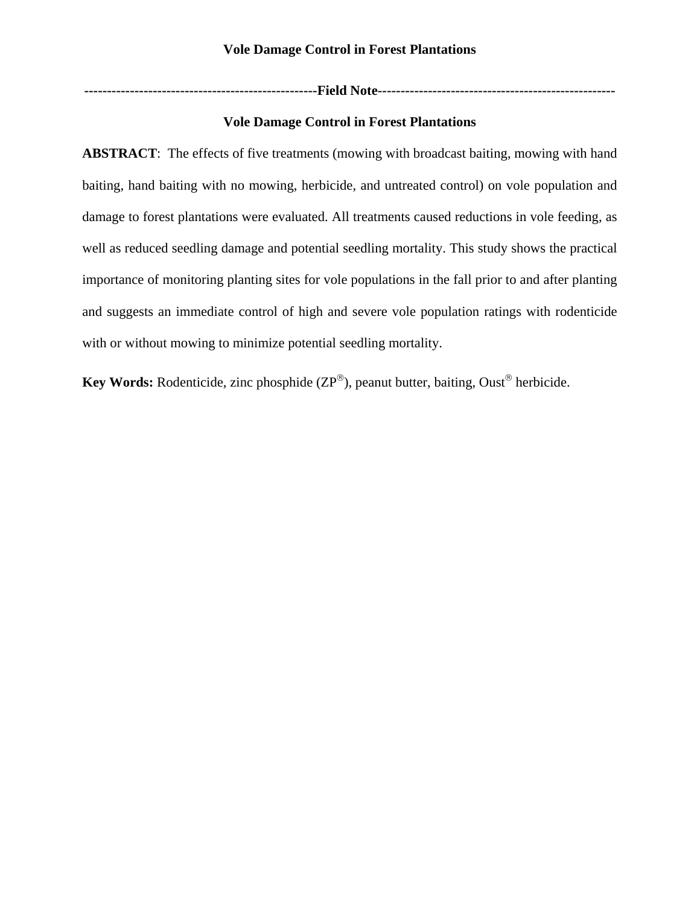---------------------------------------------------Field Note---------------------------------------------------

# Vole Damage Control in Forest Plantations

**ABSTRACT**: The effects of five treatments (mowing with broadcast baiting, mowing with hand baiting, hand baiting with no mowing, herbicide, and untreated control) on vole population and damage to forest plantations were evaluated. All treatments caused reductions in vole feeding, as well as reduced seedling damage and potential seedling mortality. This study shows the practical importance of monitoring planting sites for vole populations in the fall prior to and after planting and suggests an immediate control of high and severe vole population ratings with rodenticide with or without mowing to minimize potential seedling mortality.

**Key Words:** Rodenticide, zinc phosphide (ZP®), peanut butter, baiting, Oust® herbicide.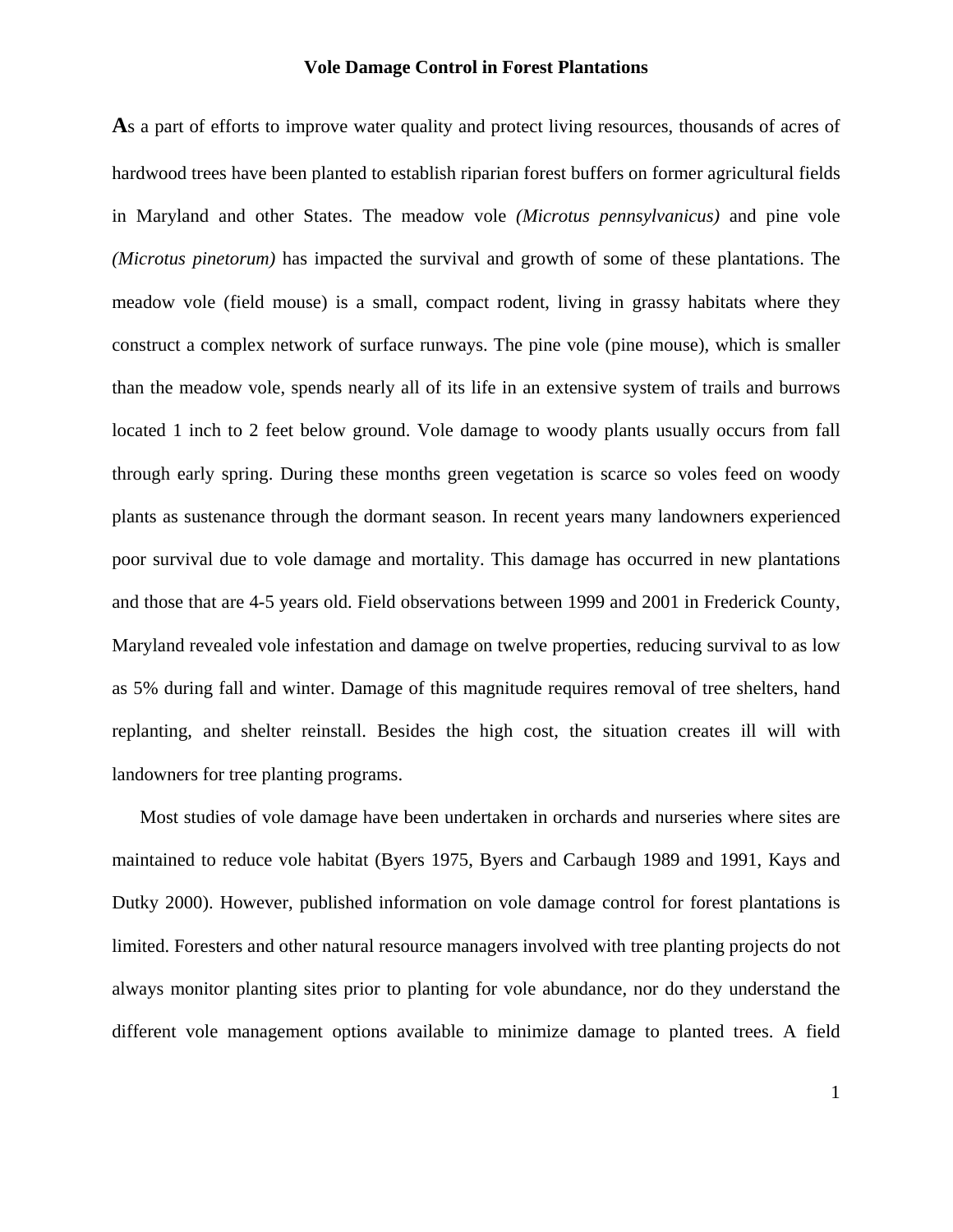**Vole Damage Control in Forest Plantations**

As a part of efforts to improve water quality and protect living resources, thousands of acres of hardwood trees have been planted to establish riparian forest buffers on former agricultural fields in Maryland and other States. The meadow vole *(Microtus pennsylvanicus)* and pine vole *(Microtus pinetorum)* has impacted the survival and growth of some of these plantations. The meadow vole (field mouse) is a small, compact rodent, living in grassy habitats where they construct a complex network of surface runways. The pine vole (pine mouse), which is smaller than the meadow vole, spends nearly all of its life in an extensive system of trails and burrows located 1 inch to 2 feet below ground. Vole damage to woody plants usually occurs from fall through early spring. During these months green vegetation is scarce so voles feed on woody plants as sustenance through the dormant season. In recent years many landowners experienced poor survival due to vole damage and mortality. This damage has occurred in new plantations and those that are 4-5 years old. Field observations between 1999 and 2001 in Frederick County, Maryland revealed vole infestation and damage on twelve properties, reducing survival to as low as 5% during fall and winter. Damage of this magnitude requires removal of tree shelters, hand replanting, and shelter reinstall. Besides the high cost, the situation creates ill will with landowners for tree planting programs.

Most studies of vole damage have been undertaken in orchards and nurseries where sites are maintained to reduce vole habitat (Byers 1975, Byers and Carbaugh 1989 and 1991, Kays and Dutky 2000). However, published information on vole damage control for forest plantations is limited. Foresters and other natural resource managers involved with tree planting projects do not always monitor planting sites prior to planting for vole abundance, nor do they understand the different vole management options available to minimize damage to planted trees. A field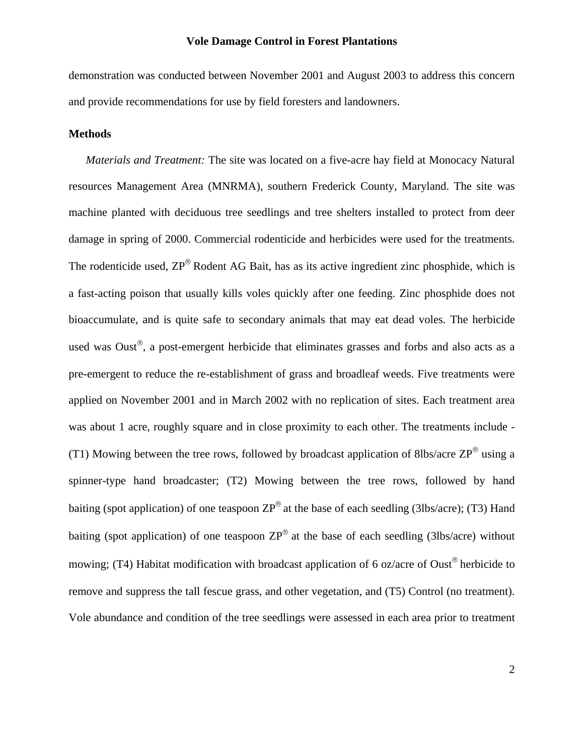demonstration was conducted between November 2001 and August 2003 to address this concern and provide recommendations for use by field foresters and landowners.

**Methods**

*Materials and Treatment:* The site was located on a five-acre hay field at Monocacy Natural resources Management Area (MNRMA), southern Frederick County, Maryland. The site was machine planted with deciduous tree seedlings and tree shelters installed to protect from deer damage in spring of 2000. Commercial rodenticide and herbicides were used for the treatments. The rodenticide used, ZP® Rodent AG Bait, has as its active ingredient zinc phosphide, which is a fast-acting poison that usually kills voles quickly after one feeding. Zinc phosphide does not bioaccumulate, and is quite safe to secondary animals that may eat dead voles. The herbicide used was Oust®, a post-emergent herbicide that eliminates grasses and forbs and also acts as a pre-emergent to reduce the re-establishment of grass and broadleaf weeds. Five treatments were applied on November 2001 and in March 2002 with no replication of sites. Each treatment area was about 1 acre, roughly square and in close proximity to each other. The treatments include - (T1) Mowing between the tree rows, followed by broadcast application of 8lbs/acre ZP® using a spinner-type hand broadcaster; (T2) Mowing between the tree rows, followed by hand baiting (spot application) of one teaspoon ZP® at the base of each seedling (3lbs/acre); (T3) Hand baiting (spot application) of one teaspoon ZP® at the base of each seedling (3lbs/acre) without mowing; (T4) Habitat modification with broadcast application of 6 oz/acre of Oust® herbicide to remove and suppress the tall fescue grass, and other vegetation, and (T5) Control (no treatment). Vole abundance and condition of the tree seedlings were assessed in each area prior to treatment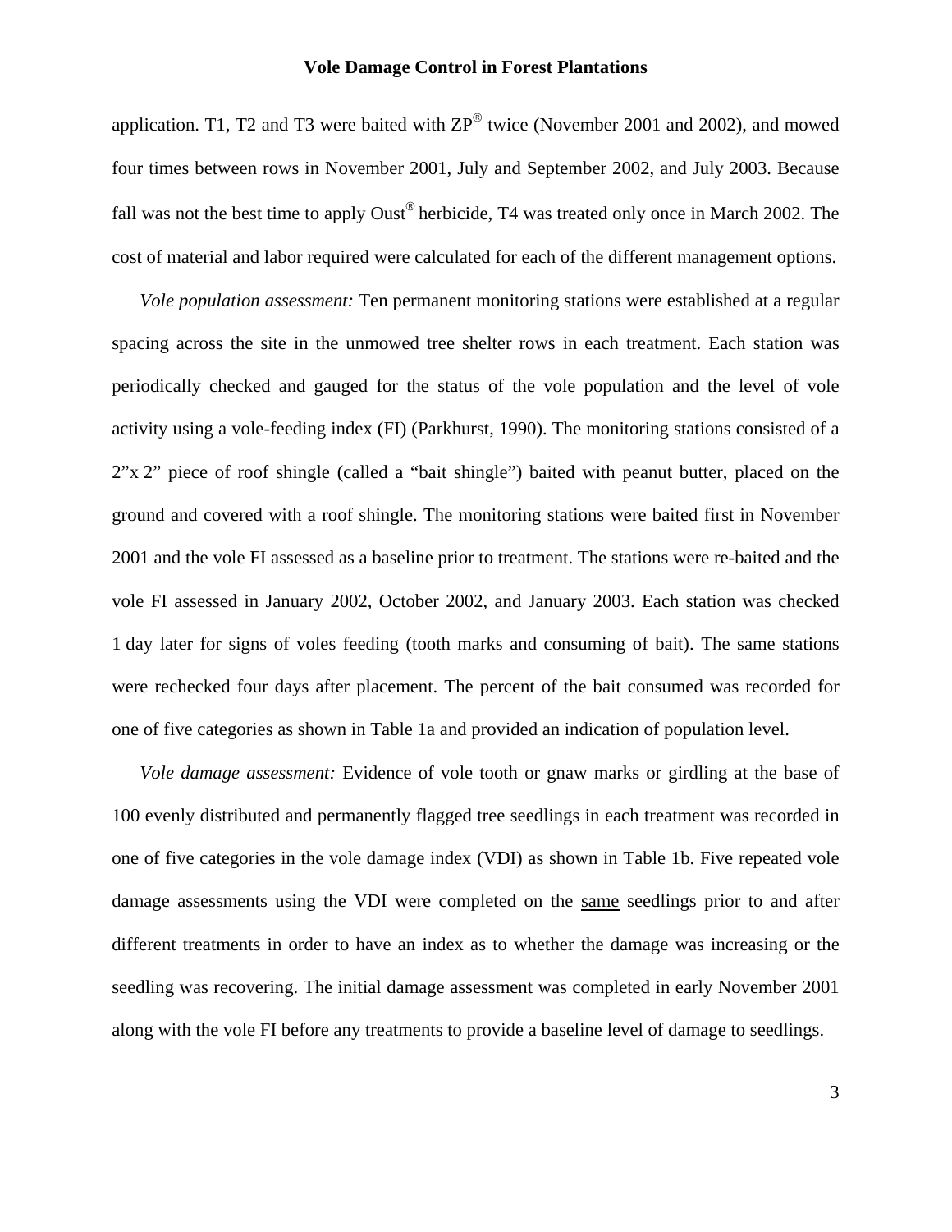application. T1, T2 and T3 were baited with ZP® twice (November 2001 and 2002), and mowed four times between rows in November 2001, July and September 2002, and July 2003. Because fall was not the best time to apply Oust® herbicide, T4 was treated only once in March 2002. The cost of material and labor required were calculated for each of the different management options.

*Vole population assessment:* Ten permanent monitoring stations were established at a regular spacing across the site in the unmowed tree shelter rows in each treatment. Each station was periodically checked and gauged for the status of the vole population and the level of vole activity using a vole-feeding index (FI) (Parkhurst, 1990). The monitoring stations consisted of a 2"x 2" piece of roof shingle (called a "bait shingle") baited with peanut butter, placed on the ground and covered with a roof shingle. The monitoring stations were baited first in November 2001 and the vole FI assessed as a baseline prior to treatment. The stations were re-baited and the vole FI assessed in January 2002, October 2002, and January 2003. Each station was checked 1 day later for signs of voles feeding (tooth marks and consuming of bait). The same stations were rechecked four days after placement. The percent of the bait consumed was recorded for one of five categories as shown in Table 1a and provided an indication of population level.

*Vole damage assessment:* Evidence of vole tooth or gnaw marks or girdling at the base of 100 evenly distributed and permanently flagged tree seedlings in each treatment was recorded in one of five categories in the vole damage index (VDI) as shown in Table 1b. Five repeated vole damage assessments using the VDI were completed on the same seedlings prior to and after different treatments in order to have an index as to whether the damage was increasing or the seedling was recovering. The initial damage assessment was completed in early November 2001 along with the vole FI before any treatments to provide a baseline level of damage to seedlings.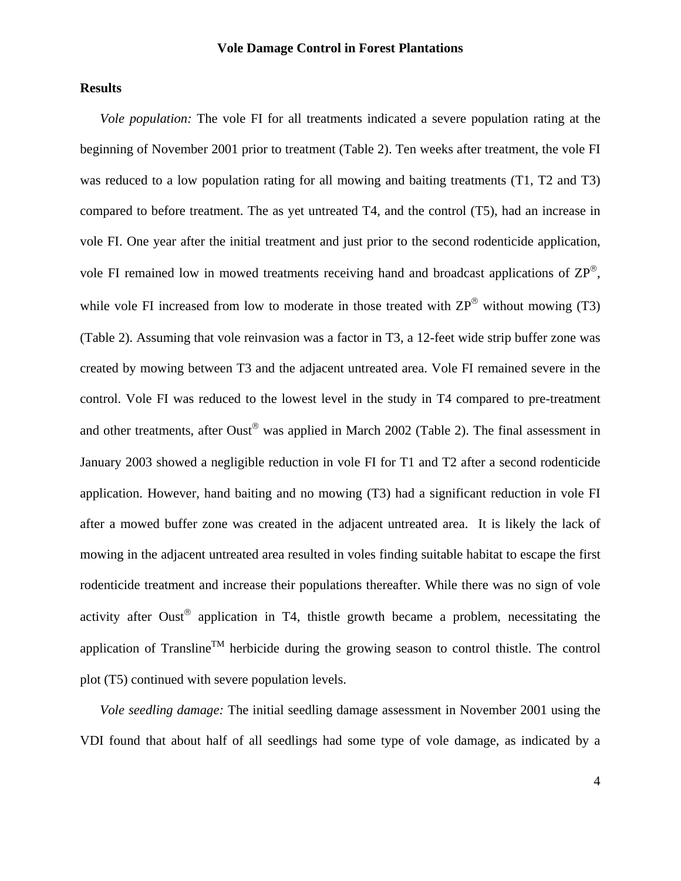## Results

*Vole population:* The vole FI for all treatments indicated a severe population rating at the beginning of November 2001 prior to treatment (Table 2). Ten weeks after treatment, the vole FI was reduced to a low population rating for all mowing and baiting treatments (T1, T2 and T3) compared to before treatment. The as yet untreated T4, and the control (T5), had an increase in vole FI. One year after the initial treatment and just prior to the second rodenticide application, vole FI remained low in mowed treatments receiving hand and broadcast applications of ZP®, while vole FI increased from low to moderate in those treated with ZP® without mowing (T3) (Table 2). Assuming that vole reinvasion was a factor in T3, a 12-feet wide strip buffer zone was created by mowing between T3 and the adjacent untreated area. Vole FI remained severe in the control. Vole FI was reduced to the lowest level in the study in T4 compared to pre-treatment and other treatments, after Oust® was applied in March 2002 (Table 2). The final assessment in January 2003 showed a negligible reduction in vole FI for T1 and T2 after a second rodenticide application. However, hand baiting and no mowing (T3) had a significant reduction in vole FI after a mowed buffer zone was created in the adjacent untreated area. It is likely the lack of mowing in the adjacent untreated area resulted in voles finding suitable habitat to escape the first rodenticide treatment and increase their populations thereafter. While there was no sign of vole activity after Oust® application in T4, thistle growth became a problem, necessitating the application of Transline™ herbicide during the growing season to control thistle. The control plot (T5) continued with severe population levels.

*Vole seedling damage:* The initial seedling damage assessment in November 2001 using the VDI found that about half of all seedlings had some type of vole damage, as indicated by a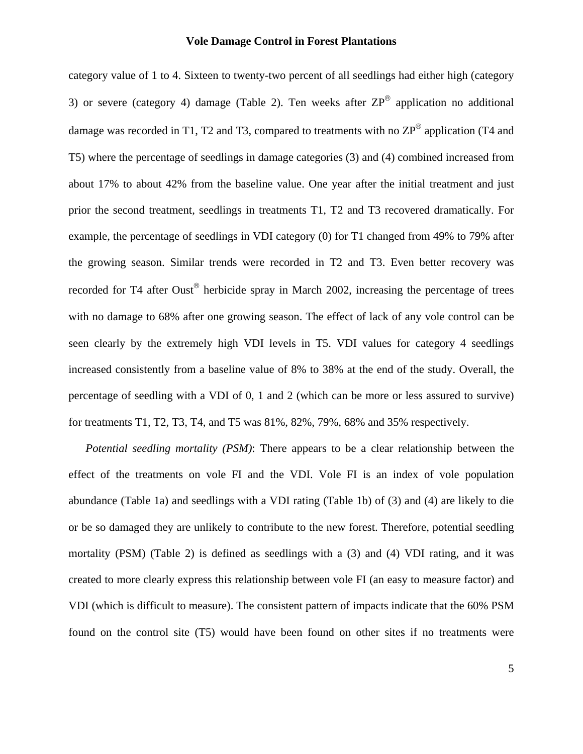category value of 1 to 4. Sixteen to twenty-two percent of all seedlings had either high (category 3) or severe (category 4) damage (Table 2). Ten weeks after ZP® application no additional damage was recorded in T1, T2 and T3, compared to treatments with no ZP® application (T4 and T5) where the percentage of seedlings in damage categories (3) and (4) combined increased from about 17% to about 42% from the baseline value. One year after the initial treatment and just prior the second treatment, seedlings in treatments T1, T2 and T3 recovered dramatically. For example, the percentage of seedlings in VDI category (0) for T1 changed from 49% to 79% after the growing season. Similar trends were recorded in T2 and T3. Even better recovery was recorded for T4 after Oust® herbicide spray in March 2002, increasing the percentage of trees with no damage to 68% after one growing season. The effect of lack of any vole control can be seen clearly by the extremely high VDI levels in T5. VDI values for category 4 seedlings increased consistently from a baseline value of 8% to 38% at the end of the study. Overall, the percentage of seedling with a VDI of 0, 1 and 2 (which can be more or less assured to survive) for treatments T1, T2, T3, T4, and T5 was 81%, 82%, 79%, 68% and 35% respectively.

*Potential seedling mortality (PSM)*: There appears to be a clear relationship between the effect of the treatments on vole FI and the VDI. Vole FI is an index of vole population abundance (Table 1a) and seedlings with a VDI rating (Table 1b) of (3) and (4) are likely to die or be so damaged they are unlikely to contribute to the new forest. Therefore, potential seedling mortality (PSM) (Table 2) is defined as seedlings with a (3) and (4) VDI rating, and it was created to more clearly express this relationship between vole FI (an easy to measure factor) and VDI (which is difficult to measure). The consistent pattern of impacts indicate that the 60% PSM found on the control site (T5) would have been found on other sites if no treatments were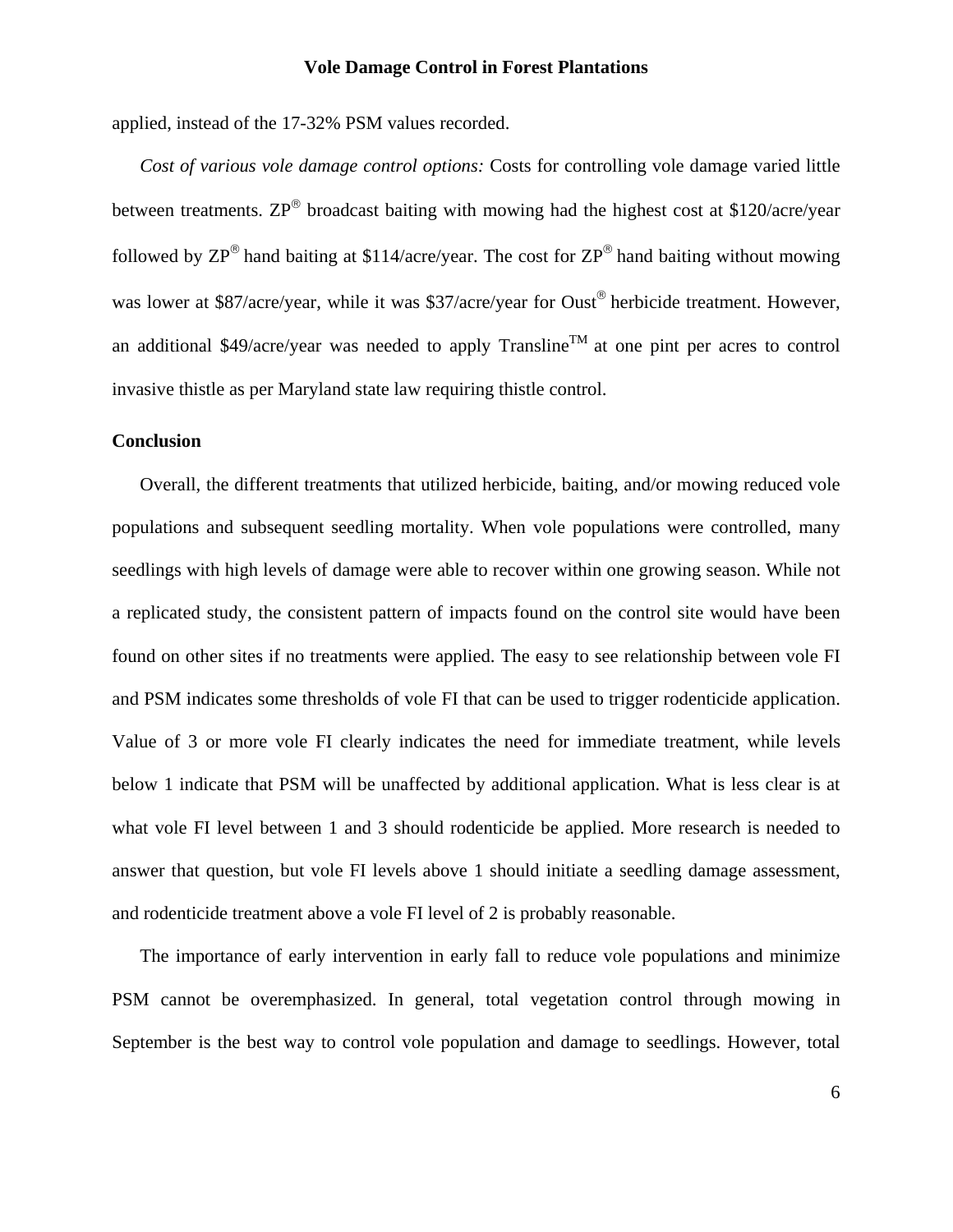applied, instead of the 17-32% PSM values recorded.

*Cost of various vole damage control options:* Costs for controlling vole damage varied little between treatments. ZP® broadcast baiting with mowing had the highest cost at $120/acre/year followed by ZP® hand baiting at $114/acre/year. The cost for ZP® hand baiting without mowing was lower at $87/acre/year, while it was $37/acre/year for Oust® herbicide treatment. However, an additional $49/acre/year was needed to apply Transline™ at one pint per acres to control invasive thistle as per Maryland state law requiring thistle control.

**Conclusion**

Overall, the different treatments that utilized herbicide, baiting, and/or mowing reduced vole populations and subsequent seedling mortality. When vole populations were controlled, many seedlings with high levels of damage were able to recover within one growing season. While not a replicated study, the consistent pattern of impacts found on the control site would have been found on other sites if no treatments were applied. The easy to see relationship between vole FI and PSM indicates some thresholds of vole FI that can be used to trigger rodenticide application. Value of 3 or more vole FI clearly indicates the need for immediate treatment, while levels below 1 indicate that PSM will be unaffected by additional application. What is less clear is at what vole FI level between 1 and 3 should rodenticide be applied. More research is needed to answer that question, but vole FI levels above 1 should initiate a seedling damage assessment, and rodenticide treatment above a vole FI level of 2 is probably reasonable.

The importance of early intervention in early fall to reduce vole populations and minimize PSM cannot be overemphasized. In general, total vegetation control through mowing in September is the best way to control vole population and damage to seedlings. However, total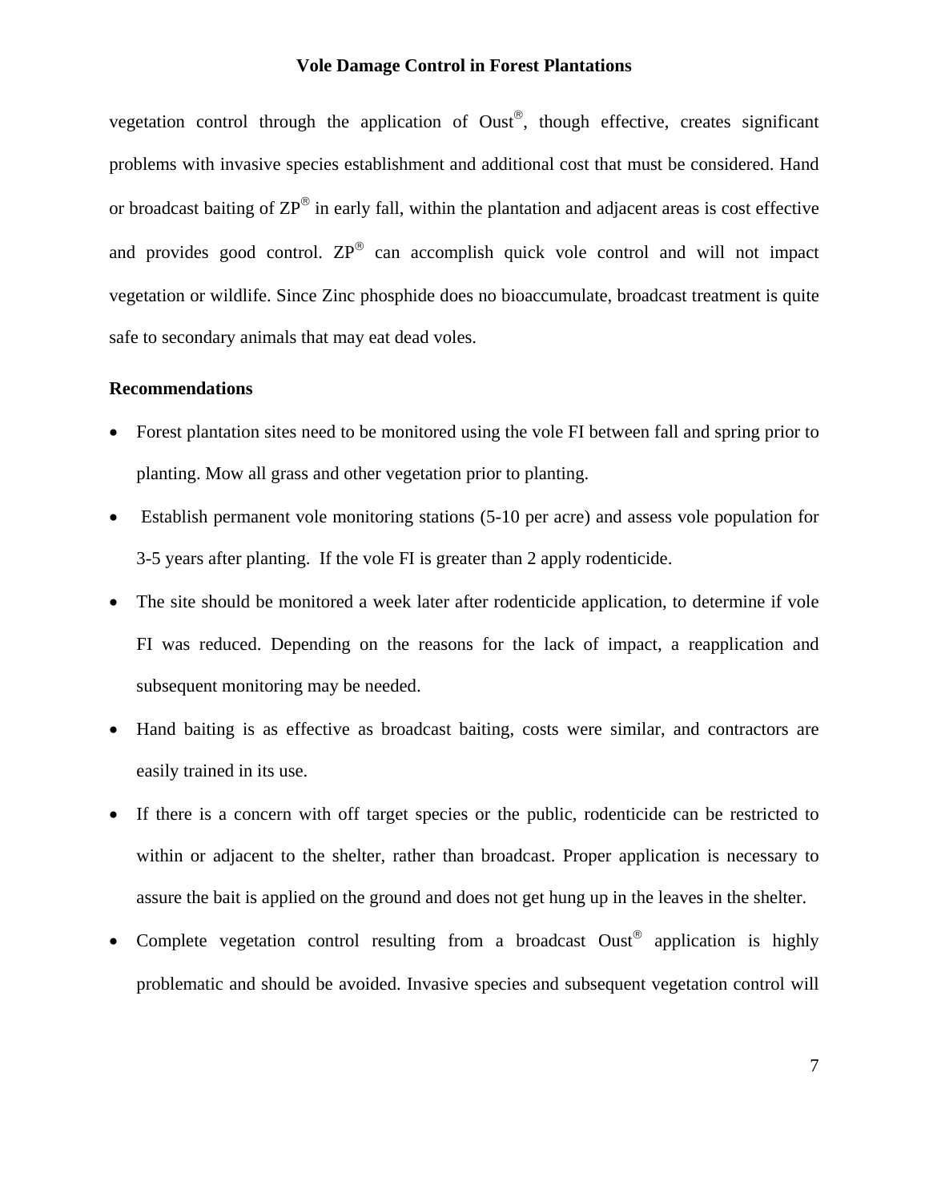vegetation control through the application of Oust®, though effective, creates significant problems with invasive species establishment and additional cost that must be considered. Hand or broadcast baiting of ZP® in early fall, within the plantation and adjacent areas is cost effective and provides good control. ZP® can accomplish quick vole control and will not impact vegetation or wildlife. Since Zinc phosphide does no bioaccumulate, broadcast treatment is quite safe to secondary animals that may eat dead voles.

**Recommendations**

- Forest plantation sites need to be monitored using the vole FI between fall and spring prior to planting. Mow all grass and other vegetation prior to planting.
- Establish permanent vole monitoring stations (5-10 per acre) and assess vole population for 3-5 years after planting. If the vole FI is greater than 2 apply rodenticide.
- The site should be monitored a week later after rodenticide application, to determine if vole FI was reduced. Depending on the reasons for the lack of impact, a reapplication and subsequent monitoring may be needed.
- Hand baiting is as effective as broadcast baiting, costs were similar, and contractors are easily trained in its use.
- If there is a concern with off target species or the public, rodenticide can be restricted to within or adjacent to the shelter, rather than broadcast. Proper application is necessary to assure the bait is applied on the ground and does not get hung up in the leaves in the shelter.
- Complete vegetation control resulting from a broadcast Oust® application is highly problematic and should be avoided. Invasive species and subsequent vegetation control will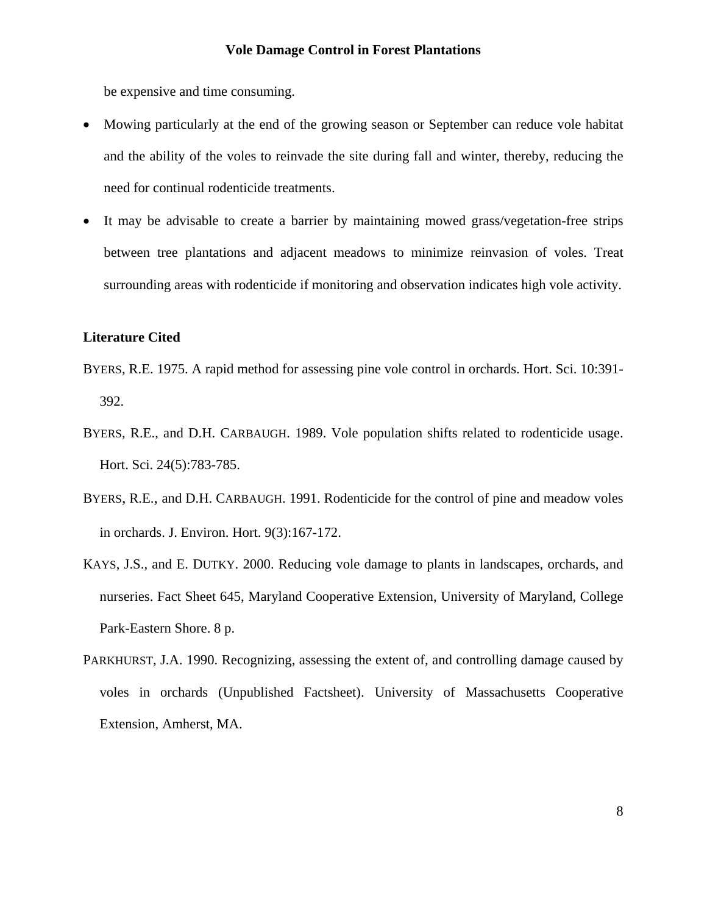be expensive and time consuming.

- Mowing particularly at the end of the growing season or September can reduce vole habitat and the ability of the voles to reinvade the site during fall and winter, thereby, reducing the need for continual rodenticide treatments.
- It may be advisable to create a barrier by maintaining mowed grass/vegetation-free strips between tree plantations and adjacent meadows to minimize reinvasion of voles. Treat surrounding areas with rodenticide if monitoring and observation indicates high vole activity.

**Literature Cited**

BYERS, R.E. 1975. A rapid method for assessing pine vole control in orchards. Hort. Sci. 10:391-392.

BYERS, R.E., and D.H. CARBAUGH. 1989. Vole population shifts related to rodenticide usage. Hort. Sci. 24(5):783-785.

BYERS, R.E., and D.H. CARBAUGH. 1991. Rodenticide for the control of pine and meadow voles in orchards. J. Environ. Hort. 9(3):167-172.

KAYS, J.S., and E. DUTKY. 2000. Reducing vole damage to plants in landscapes, orchards, and nurseries. Fact Sheet 645, Maryland Cooperative Extension, University of Maryland, College Park-Eastern Shore. 8 p.

PARKHURST, J.A. 1990. Recognizing, assessing the extent of, and controlling damage caused by voles in orchards (Unpublished Factsheet). University of Massachusetts Cooperative Extension, Amherst, MA.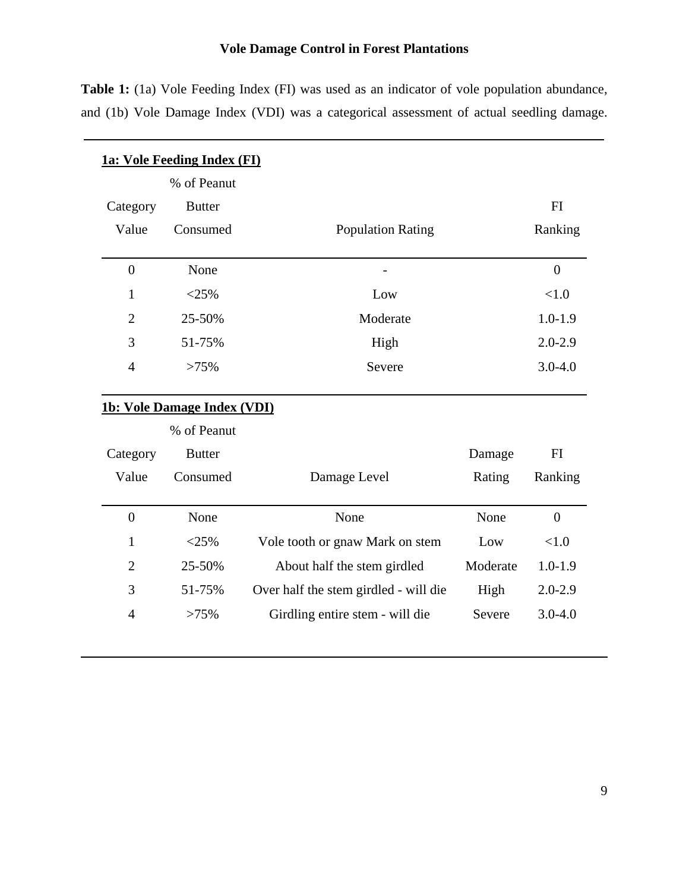**Table 1:** (1a) Vole Feeding Index (FI) was used as an indicator of vole population abundance, and (1b) Vole Damage Index (VDI) was a categorical assessment of actual seedling damage.

**1a: Vole Feeding Index (FI)**

| Category Value | % of Peanut Butter Consumed | Population Rating | FI Ranking |
|---|---|---|---|
| 0 | None | - | 0 |
| 1 | <25% | Low | <1.0 |
| 2 | 25-50% | Moderate | 1.0-1.9 |
| 3 | 51-75% | High | 2.0-2.9 |
| 4 | >75% | Severe | 3.0-4.0 |

**1b: Vole Damage Index (VDI)**

| Category Value | % of Peanut Butter Consumed | Damage Level | Damage Rating | FI Ranking |
|---|---|---|---|---|
| 0 | None | None | None | 0 |
| 1 | <25% | Vole tooth or gnaw Mark on stem | Low | <1.0 |
| 2 | 25-50% | About half the stem girdled | Moderate | 1.0-1.9 |
| 3 | 51-75% | Over half the stem girdled - will die | High | 2.0-2.9 |
| 4 | >75% | Girdling entire stem - will die | Severe | 3.0-4.0 |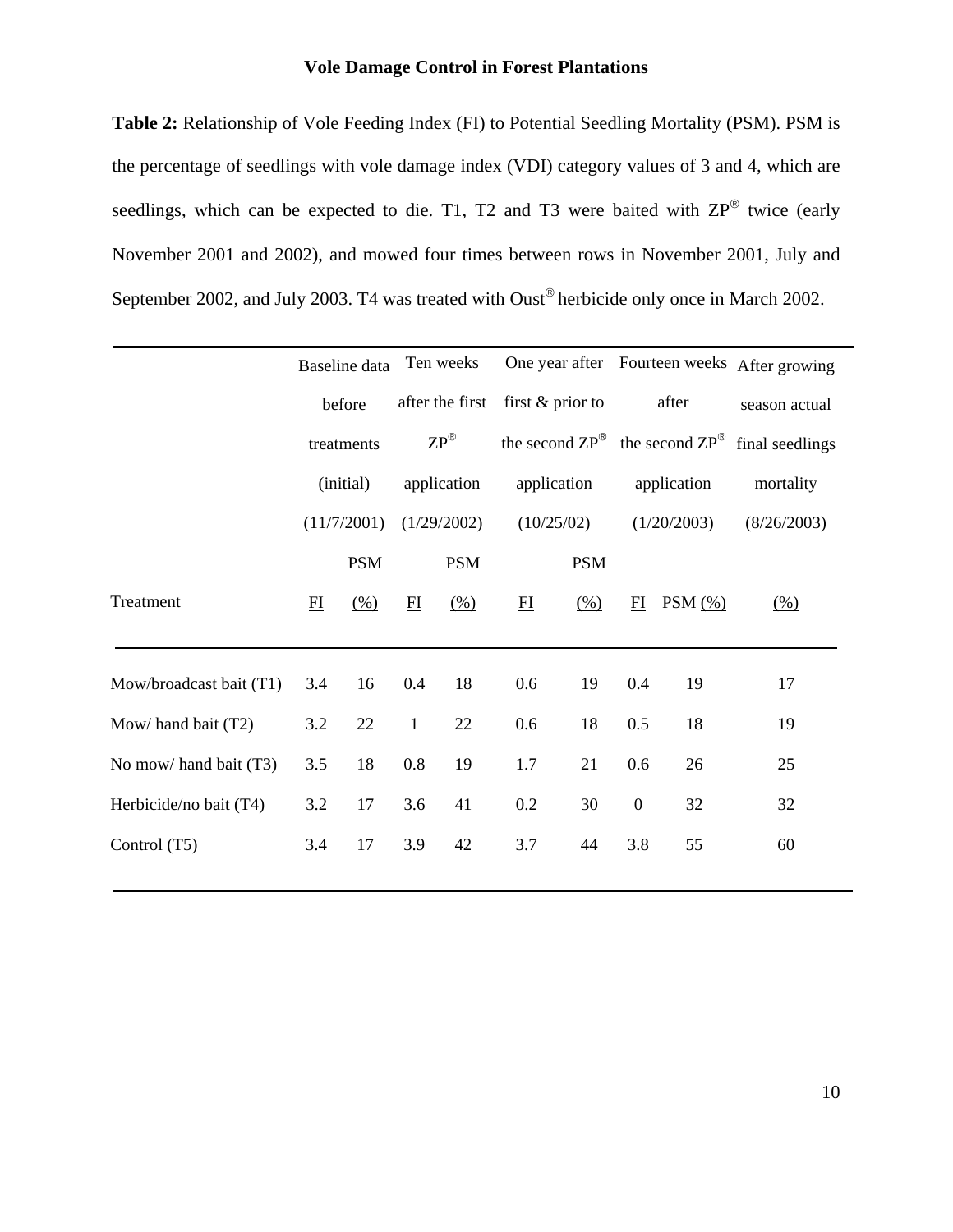**Table 2:** Relationship of Vole Feeding Index (FI) to Potential Seedling Mortality (PSM). PSM is the percentage of seedlings with vole damage index (VDI) category values of 3 and 4, which are seedlings, which can be expected to die. T1, T2 and T3 were baited with ZP® twice (early November 2001 and 2002), and mowed four times between rows in November 2001, July and September 2002, and July 2003. T4 was treated with Oust® herbicide only once in March 2002.

| | Baseline data before treatments (initial) (11/7/2001) | | Ten weeks after the first ZP® application (1/29/2002) | | One year after first & prior to the second ZP® application (10/25/02) | | Fourteen weeks after the second ZP® application (1/20/2003) | | After growing season actual final seedlings mortality (8/26/2003) |
|---|---|---|---|---|---|---|---|---|---|
| Treatment | FI | PSM (%) | FI | PSM (%) | FI | PSM (%) | FI | PSM (%) | (%) |
| Mow/broadcast bait (T1) | 3.4 | 16 | 0.4 | 18 | 0.6 | 19 | 0.4 | 19 | 17 |
| Mow/ hand bait (T2) | 3.2 | 22 | 1 | 22 | 0.6 | 18 | 0.5 | 18 | 19 |
| No mow/ hand bait (T3) | 3.5 | 18 | 0.8 | 19 | 1.7 | 21 | 0.6 | 26 | 25 |
| Herbicide/no bait (T4) | 3.2 | 17 | 3.6 | 41 | 0.2 | 30 | 0 | 32 | 32 |
| Control (T5) | 3.4 | 17 | 3.9 | 42 | 3.7 | 44 | 3.8 | 55 | 60 |